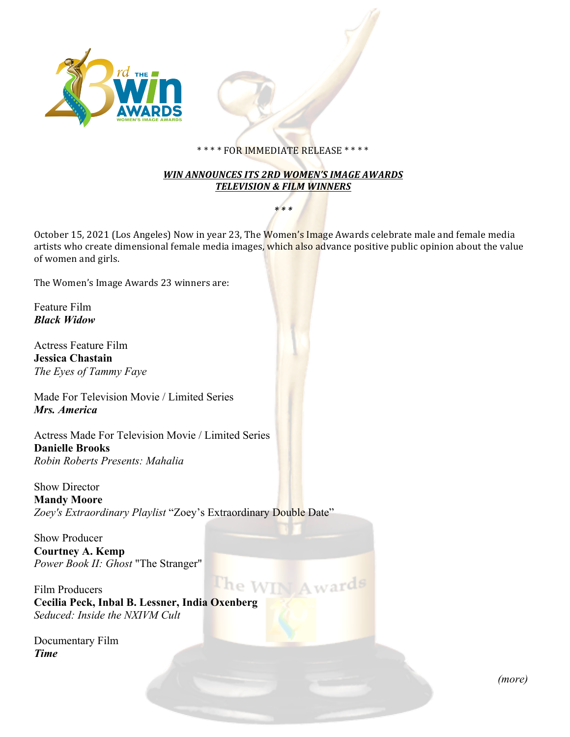\* \* \* \* FOR IMMEDIATE RELEASE \* \* \* \*

## ***WIN ANNOUNCES ITS 2RD WOMEN'S IMAGE AWARDS TELEVISION & FILM WINNERS***

\* \* \*

October 15, 2021 (Los Angeles) Now in year 23, The Women's Image Awards celebrate male and female media artists who create dimensional female media images, which also advance positive public opinion about the value of women and girls.

The Women's Image Awards 23 winners are:

Feature Film
***Black Widow***

Actress Feature Film
**Jessica Chastain**
*The Eyes of Tammy Faye*

Made For Television Movie / Limited Series
***Mrs. America***

Actress Made For Television Movie / Limited Series
**Danielle Brooks**
*Robin Roberts Presents: Mahalia*

Show Director
**Mandy Moore**
*Zoey's Extraordinary Playlist* "Zoey's Extraordinary Double Date"

Show Producer
**Courtney A. Kemp**
*Power Book II: Ghost* "The Stranger"

Film Producers
**Cecilia Peck, Inbal B. Lessner, India Oxenberg**
*Seduced: Inside the NXIVM Cult*

Documentary Film
***Time***

*(more)*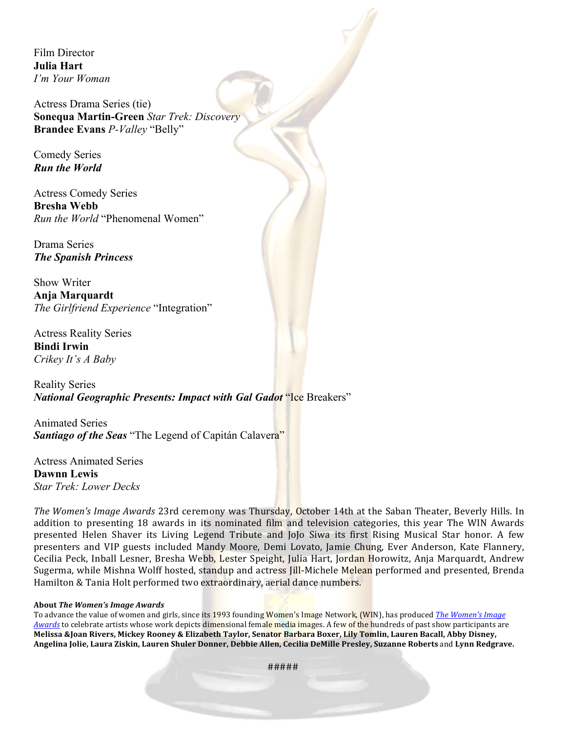Film Director
**Julia Hart**
*I'm Your Woman*

Actress Drama Series (tie)
**Sonequa Martin-Green** *Star Trek: Discovery*
**Brandee Evans** *P-Valley* "Belly"

Comedy Series
***Run the World***

Actress Comedy Series
**Bresha Webb**
*Run the World* "Phenomenal Women"

Drama Series
***The Spanish Princess***

Show Writer
**Anja Marquardt**
*The Girlfriend Experience* "Integration"

Actress Reality Series
**Bindi Irwin**
*Crikey It's A Baby*

Reality Series
***National Geographic Presents: Impact with Gal Gadot*** "Ice Breakers"

Animated Series
***Santiago of the Seas*** "The Legend of Capitán Calavera"

Actress Animated Series
**Dawnn Lewis**
*Star Trek: Lower Decks*

*The Women's Image Awards* 23rd ceremony was Thursday, October 14th at the Saban Theater, Beverly Hills. In addition to presenting 18 awards in its nominated film and television categories, this year The WIN Awards presented Helen Shaver its Living Legend Tribute and JoJo Siwa its first Rising Musical Star honor. A few presenters and VIP guests included Mandy Moore, Demi Lovato, Jamie Chung, Ever Anderson, Kate Flannery, Cecilia Peck, Inball Lesner, Bresha Webb, Lester Speight, Julia Hart, Jordan Horowitz, Anja Marquardt, Andrew Sugerma, while Mishna Wolff hosted, standup and actress Jill-Michele Melean performed and presented, Brenda Hamilton & Tania Holt performed two extraordinary, aerial dance numbers.

**About *The Women's Image Awards***
To advance the value of women and girls, since its 1993 founding Women's Image Network, (WIN), has produced *The Women's Image Awards* to celebrate artists whose work depicts dimensional female media images. A few of the hundreds of past show participants are **Melissa &Joan Rivers, Mickey Rooney & Elizabeth Taylor, Senator Barbara Boxer, Lily Tomlin, Lauren Bacall, Abby Disney, Angelina Jolie, Laura Ziskin, Lauren Shuler Donner, Debbie Allen, Cecilia DeMille Presley, Suzanne Roberts** and **Lynn Redgrave.**

#####